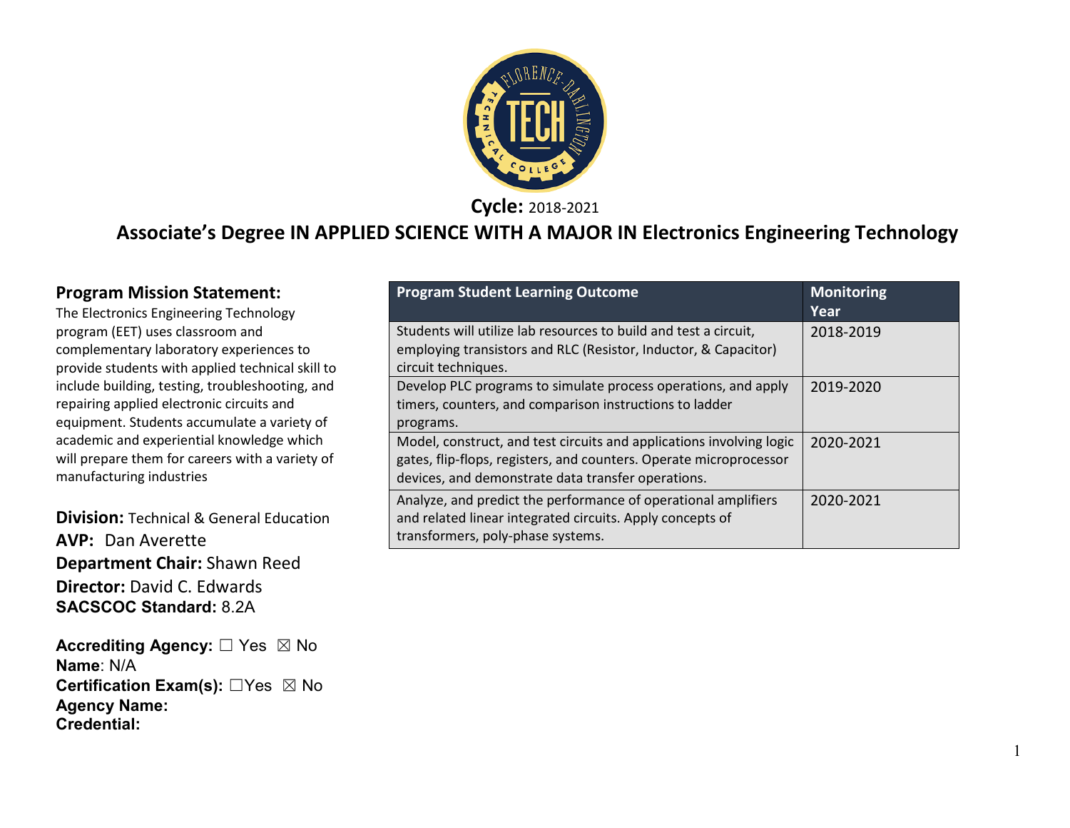**Cycle:** 2018-2021

# Associate's Degree IN APPLIED SCIENCE WITH A MAJOR IN Electronics Engineering Technology

## Program Mission Statement:

The Electronics Engineering Technology program (EET) uses classroom and complementary laboratory experiences to provide students with applied technical skill to include building, testing, troubleshooting, and repairing applied electronic circuits and equipment. Students accumulate a variety of academic and experiential knowledge which will prepare them for careers with a variety of manufacturing industries

**Division:** Technical & General Education
**AVP:** Dan Averette
**Department Chair:** Shawn Reed
**Director:** David C. Edwards
**SACSCOC Standard:** 8.2A

**Accrediting Agency:** ☐ Yes ☒ No
**Name**: N/A
**Certification Exam(s):** ☐Yes ☒ No
**Agency Name:**
**Credential:**

| Program Student Learning Outcome | Monitoring Year |
|---|---|
| Students will utilize lab resources to build and test a circuit, employing transistors and RLC (Resistor, Inductor, & Capacitor) circuit techniques. | 2018-2019 |
| Develop PLC programs to simulate process operations, and apply timers, counters, and comparison instructions to ladder programs. | 2019-2020 |
| Model, construct, and test circuits and applications involving logic gates, flip-flops, registers, and counters. Operate microprocessor devices, and demonstrate data transfer operations. | 2020-2021 |
| Analyze, and predict the performance of operational amplifiers and related linear integrated circuits. Apply concepts of transformers, poly-phase systems. | 2020-2021 |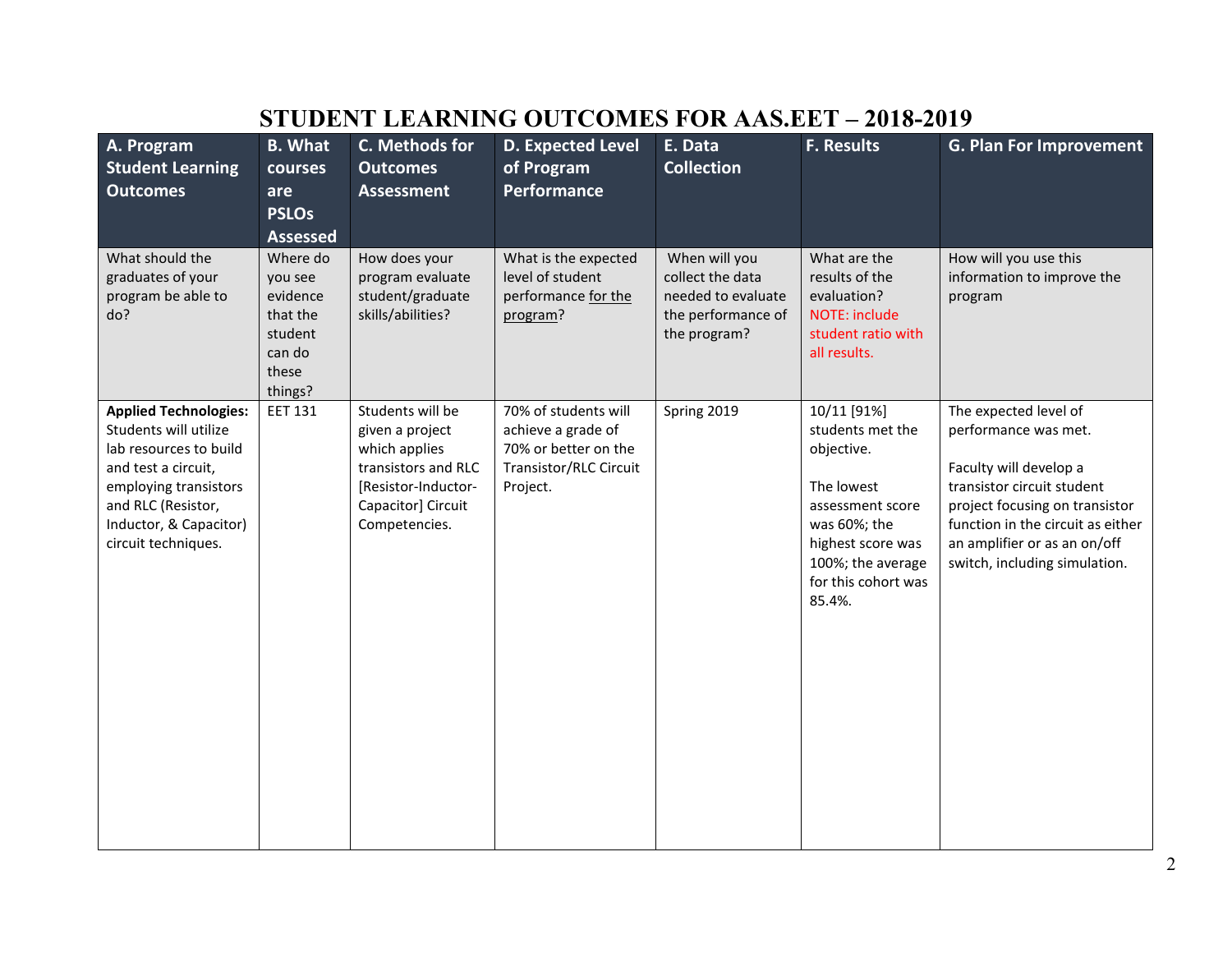# STUDENT LEARNING OUTCOMES FOR AAS.EET – 2018-2019

| A. Program Student Learning Outcomes | B. What courses are PSLOs Assessed | C. Methods for Outcomes Assessment | D. Expected Level of Program Performance | E. Data Collection | F. Results | G. Plan For Improvement |
|---|---|---|---|---|---|---|
| What should the graduates of your program be able to do? | Where do you see evidence that the student can do these things? | How does your program evaluate student/graduate skills/abilities? | What is the expected level of student performance for the program? | When will you collect the data needed to evaluate the performance of the program? | What are the results of the evaluation? NOTE: include student ratio with all results. | How will you use this information to improve the program |
| **Applied Technologies:** Students will utilize lab resources to build and test a circuit, employing transistors and RLC (Resistor, Inductor, & Capacitor) circuit techniques. | EET 131 | Students will be given a project which applies transistors and RLC [Resistor-Inductor-Capacitor] Circuit Competencies. | 70% of students will achieve a grade of 70% or better on the Transistor/RLC Circuit Project. | Spring 2019 | 10/11 [91%] students met the objective.<br><br>The lowest assessment score was 60%; the highest score was 100%; the average for this cohort was 85.4%. | The expected level of performance was met.<br><br>Faculty will develop a transistor circuit student project focusing on transistor function in the circuit as either an amplifier or as an on/off switch, including simulation. |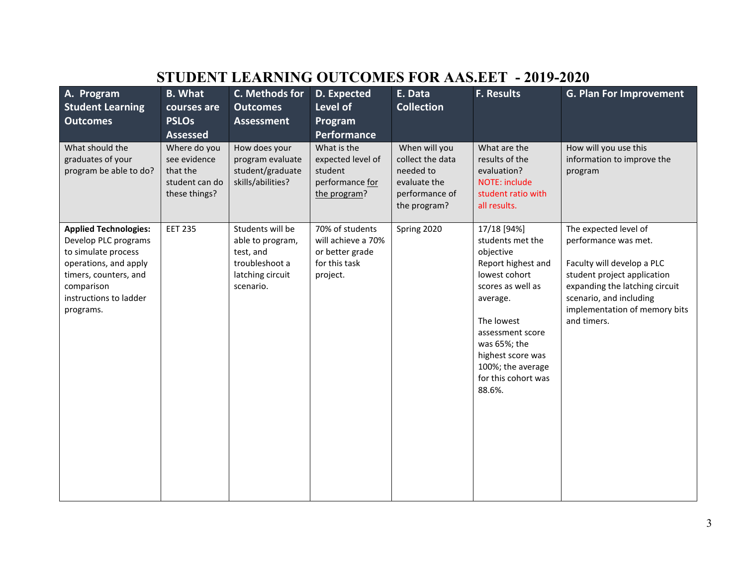# STUDENT LEARNING OUTCOMES FOR AAS.EET - 2019-2020

| A. Program Student Learning Outcomes | B. What courses are PSLOs Assessed | C. Methods for Outcomes Assessment | D. Expected Level of Program Performance | E. Data Collection | F. Results | G. Plan For Improvement |
|---|---|---|---|---|---|---|
| What should the graduates of your program be able to do? | Where do you see evidence that the student can do these things? | How does your program evaluate student/graduate skills/abilities? | What is the expected level of student performance for the program? | When will you collect the data needed to evaluate the performance of the program? | What are the results of the evaluation? NOTE: include student ratio with all results. | How will you use this information to improve the program |
| **Applied Technologies:** Develop PLC programs to simulate process operations, and apply timers, counters, and comparison instructions to ladder programs. | EET 235 | Students will be able to program, test, and troubleshoot a latching circuit scenario. | 70% of students will achieve a 70% or better grade for this task project. | Spring 2020 | 17/18 [94%] students met the objective Report highest and lowest cohort scores as well as average.<br><br>The lowest assessment score was 65%; the highest score was 100%; the average for this cohort was 88.6%. | The expected level of performance was met.<br><br>Faculty will develop a PLC student project application expanding the latching circuit scenario, and including implementation of memory bits and timers. |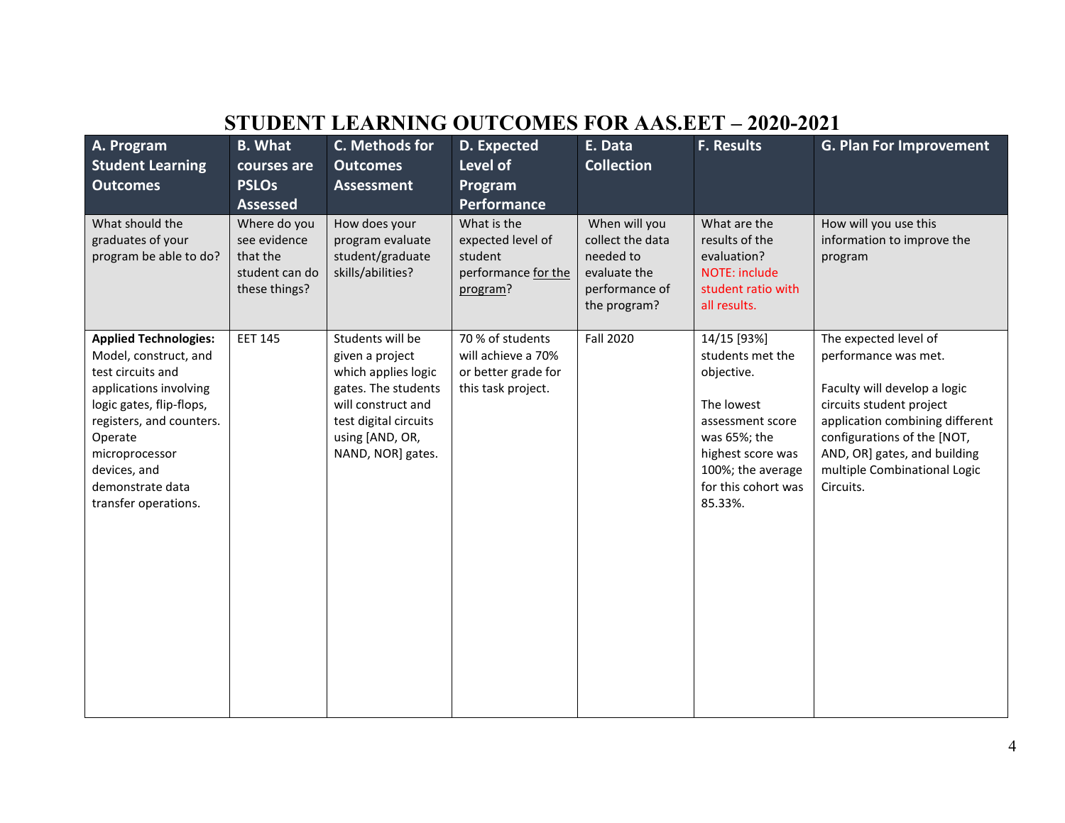# STUDENT LEARNING OUTCOMES FOR AAS.EET – 2020-2021

| A. Program Student Learning Outcomes | B. What courses are PSLOs Assessed | C. Methods for Outcomes Assessment | D. Expected Level of Program Performance | E. Data Collection | F. Results | G. Plan For Improvement |
|---|---|---|---|---|---|---|
| What should the graduates of your program be able to do? | Where do you see evidence that the student can do these things? | How does your program evaluate student/graduate skills/abilities? | What is the expected level of student performance for the program? | When will you collect the data needed to evaluate the performance of the program? | What are the results of the evaluation? NOTE: include student ratio with all results. | How will you use this information to improve the program |
| **Applied Technologies:** Model, construct, and test circuits and applications involving logic gates, flip-flops, registers, and counters. Operate microprocessor devices, and demonstrate data transfer operations. | EET 145 | Students will be given a project which applies logic gates. The students will construct and test digital circuits using [AND, OR, NAND, NOR] gates. | 70 % of students will achieve a 70% or better grade for this task project. | Fall 2020 | 14/15 [93%] students met the objective.<br><br>The lowest assessment score was 65%; the highest score was 100%; the average for this cohort was 85.33%. | The expected level of performance was met.<br><br>Faculty will develop a logic circuits student project application combining different configurations of the [NOT, AND, OR] gates, and building multiple Combinational Logic Circuits. |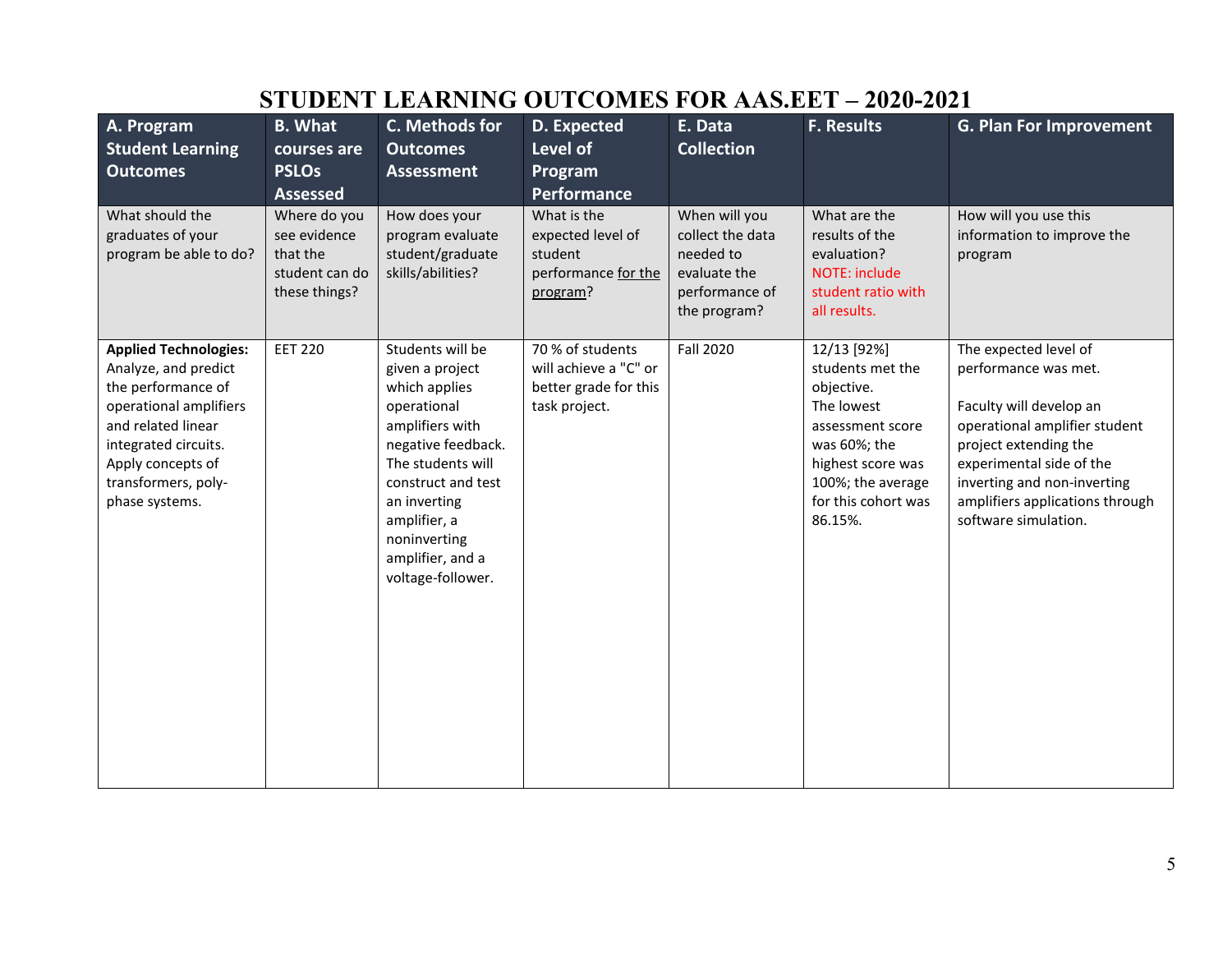# STUDENT LEARNING OUTCOMES FOR AAS.EET – 2020-2021

| A. Program Student Learning Outcomes | B. What courses are PSLOs Assessed | C. Methods for Outcomes Assessment | D. Expected Level of Program Performance | E. Data Collection | F. Results | G. Plan For Improvement |
|---|---|---|---|---|---|---|
| What should the graduates of your program be able to do? | Where do you see evidence that the student can do these things? | How does your program evaluate student/graduate skills/abilities? | What is the expected level of student performance for the program? | When will you collect the data needed to evaluate the performance of the program? | What are the results of the evaluation? NOTE: include student ratio with all results. | How will you use this information to improve the program |
| **Applied Technologies:** Analyze, and predict the performance of operational amplifiers and related linear integrated circuits. Apply concepts of transformers, poly-phase systems. | EET 220 | Students will be given a project which applies operational amplifiers with negative feedback. The students will construct and test an inverting amplifier, a noninverting amplifier, and a voltage-follower. | 70 % of students will achieve a "C" or better grade for this task project. | Fall 2020 | 12/13 [92%] students met the objective. The lowest assessment score was 60%; the highest score was 100%; the average for this cohort was 86.15%. | The expected level of performance was met. Faculty will develop an operational amplifier student project extending the experimental side of the inverting and non-inverting amplifiers applications through software simulation. |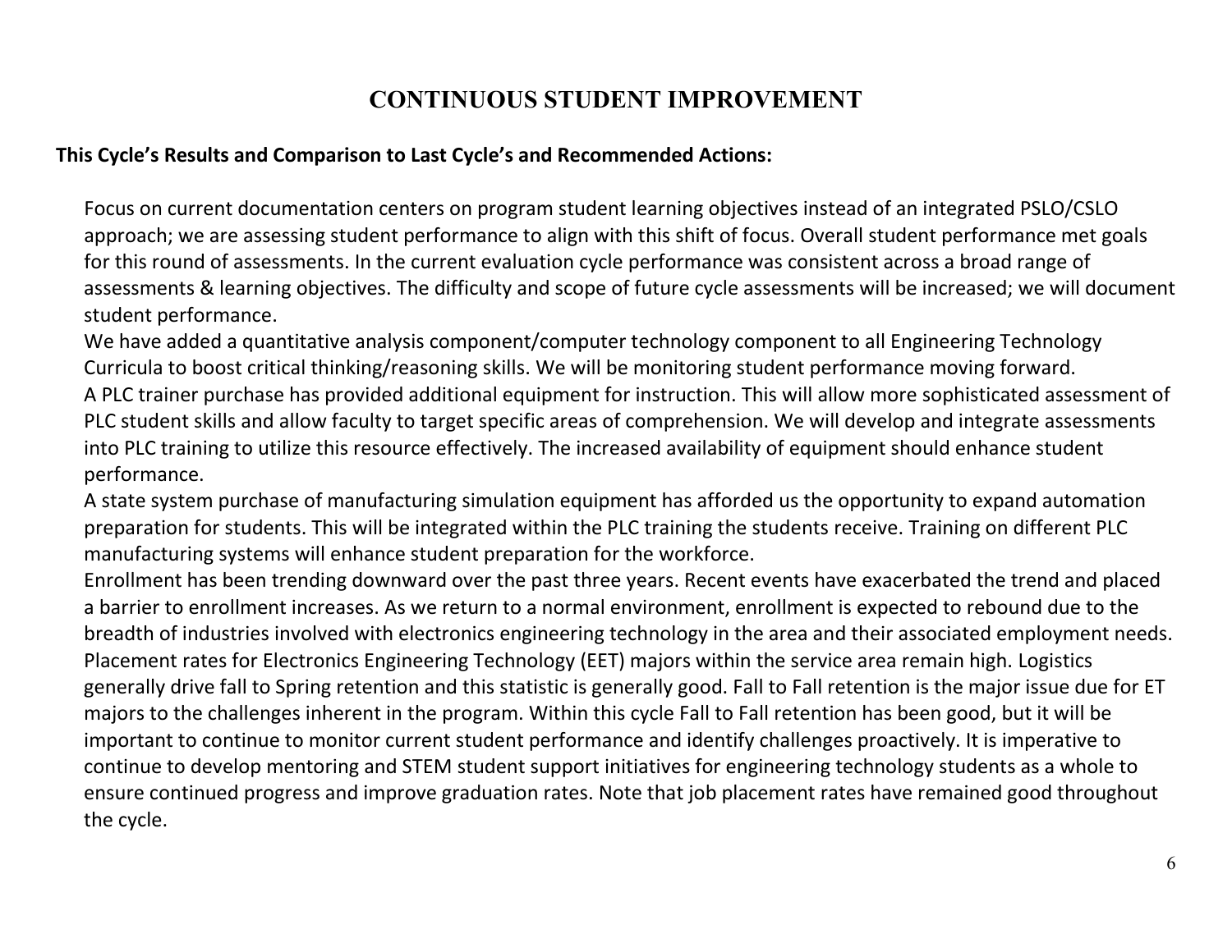# CONTINUOUS STUDENT IMPROVEMENT

**This Cycle's Results and Comparison to Last Cycle's and Recommended Actions:**

Focus on current documentation centers on program student learning objectives instead of an integrated PSLO/CSLO approach; we are assessing student performance to align with this shift of focus. Overall student performance met goals for this round of assessments. In the current evaluation cycle performance was consistent across a broad range of assessments & learning objectives. The difficulty and scope of future cycle assessments will be increased; we will document student performance.

We have added a quantitative analysis component/computer technology component to all Engineering Technology Curricula to boost critical thinking/reasoning skills. We will be monitoring student performance moving forward.

A PLC trainer purchase has provided additional equipment for instruction. This will allow more sophisticated assessment of PLC student skills and allow faculty to target specific areas of comprehension. We will develop and integrate assessments into PLC training to utilize this resource effectively. The increased availability of equipment should enhance student performance.

A state system purchase of manufacturing simulation equipment has afforded us the opportunity to expand automation preparation for students. This will be integrated within the PLC training the students receive. Training on different PLC manufacturing systems will enhance student preparation for the workforce.

Enrollment has been trending downward over the past three years. Recent events have exacerbated the trend and placed a barrier to enrollment increases. As we return to a normal environment, enrollment is expected to rebound due to the breadth of industries involved with electronics engineering technology in the area and their associated employment needs. Placement rates for Electronics Engineering Technology (EET) majors within the service area remain high. Logistics generally drive fall to Spring retention and this statistic is generally good. Fall to Fall retention is the major issue due for ET majors to the challenges inherent in the program. Within this cycle Fall to Fall retention has been good, but it will be important to continue to monitor current student performance and identify challenges proactively. It is imperative to continue to develop mentoring and STEM student support initiatives for engineering technology students as a whole to ensure continued progress and improve graduation rates. Note that job placement rates have remained good throughout the cycle.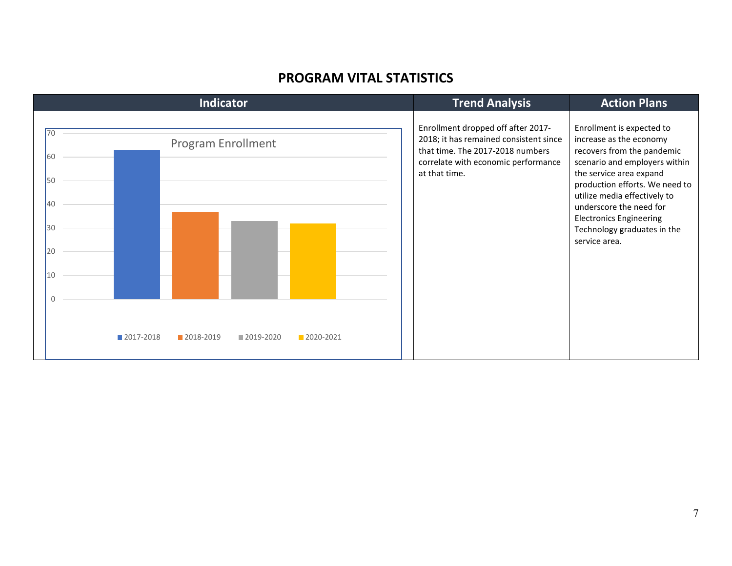## PROGRAM VITAL STATISTICS

| Indicator | Trend Analysis | Action Plans |
|---|---|---|
| Program Enrollment<br>2017-2018: ~63<br>2018-2019: ~37<br>2019-2020: ~33<br>2020-2021: ~32 | Enrollment dropped off after 2017-2018; it has remained consistent since that time. The 2017-2018 numbers correlate with economic performance at that time. | Enrollment is expected to increase as the economy recovers from the pandemic scenario and employers within the service area expand production efforts. We need to utilize media effectively to underscore the need for Electronics Engineering Technology graduates in the service area. |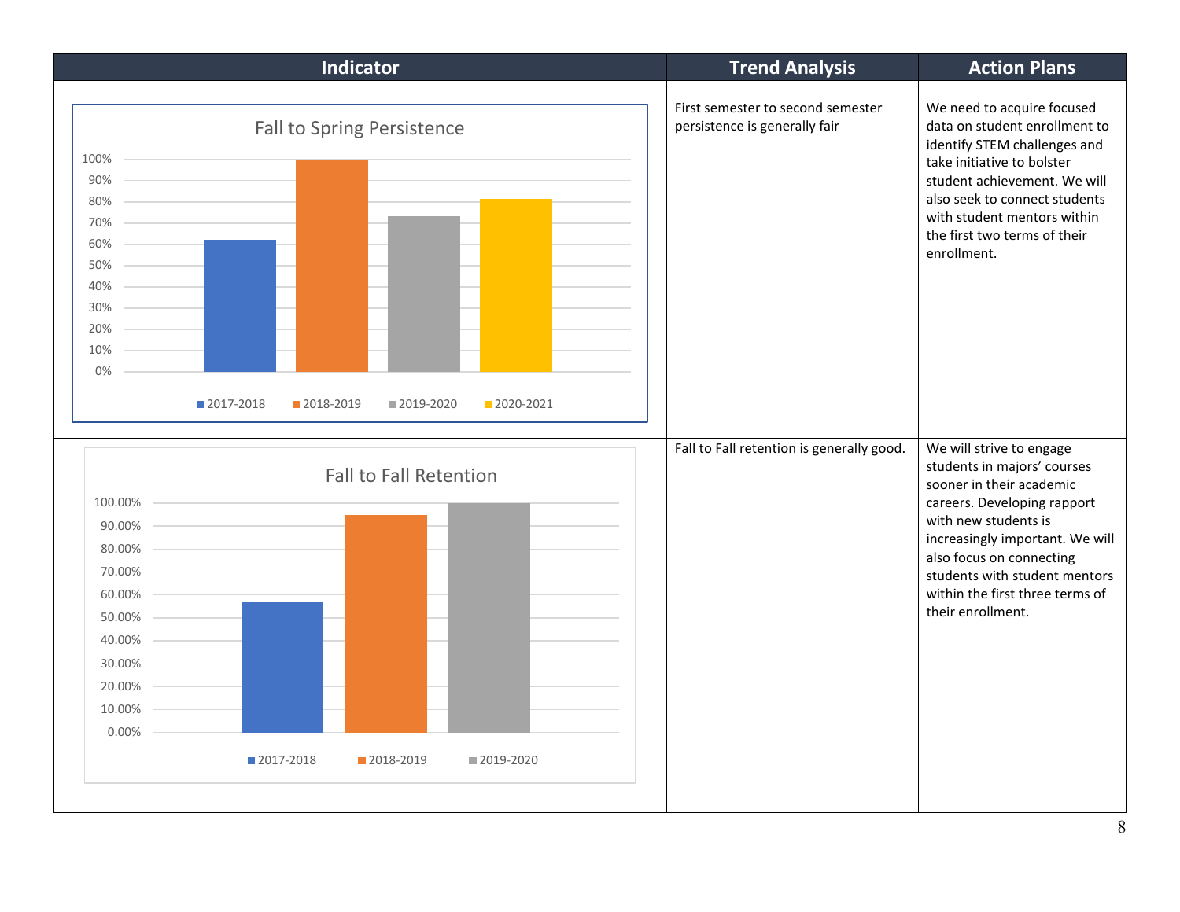| Indicator | Trend Analysis | Action Plans |
| --- | --- | --- |
| **Fall to Spring Persistence**<br>Y-axis: 0%–100%<br>Legend: 2017-2018, 2018-2019, 2019-2020, 2020-2021 | First semester to second semester persistence is generally fair | We need to acquire focused data on student enrollment to identify STEM challenges and take initiative to bolster student achievement. We will also seek to connect students with student mentors within the first two terms of their enrollment. |
| **Fall to Fall Retention**<br>Y-axis: 0.00%–100.00%<br>Legend: 2017-2018, 2018-2019, 2019-2020 | Fall to Fall retention is generally good. | We will strive to engage students in majors' courses sooner in their academic careers. Developing rapport with new students is increasingly important. We will also focus on connecting students with student mentors within the first three terms of their enrollment. |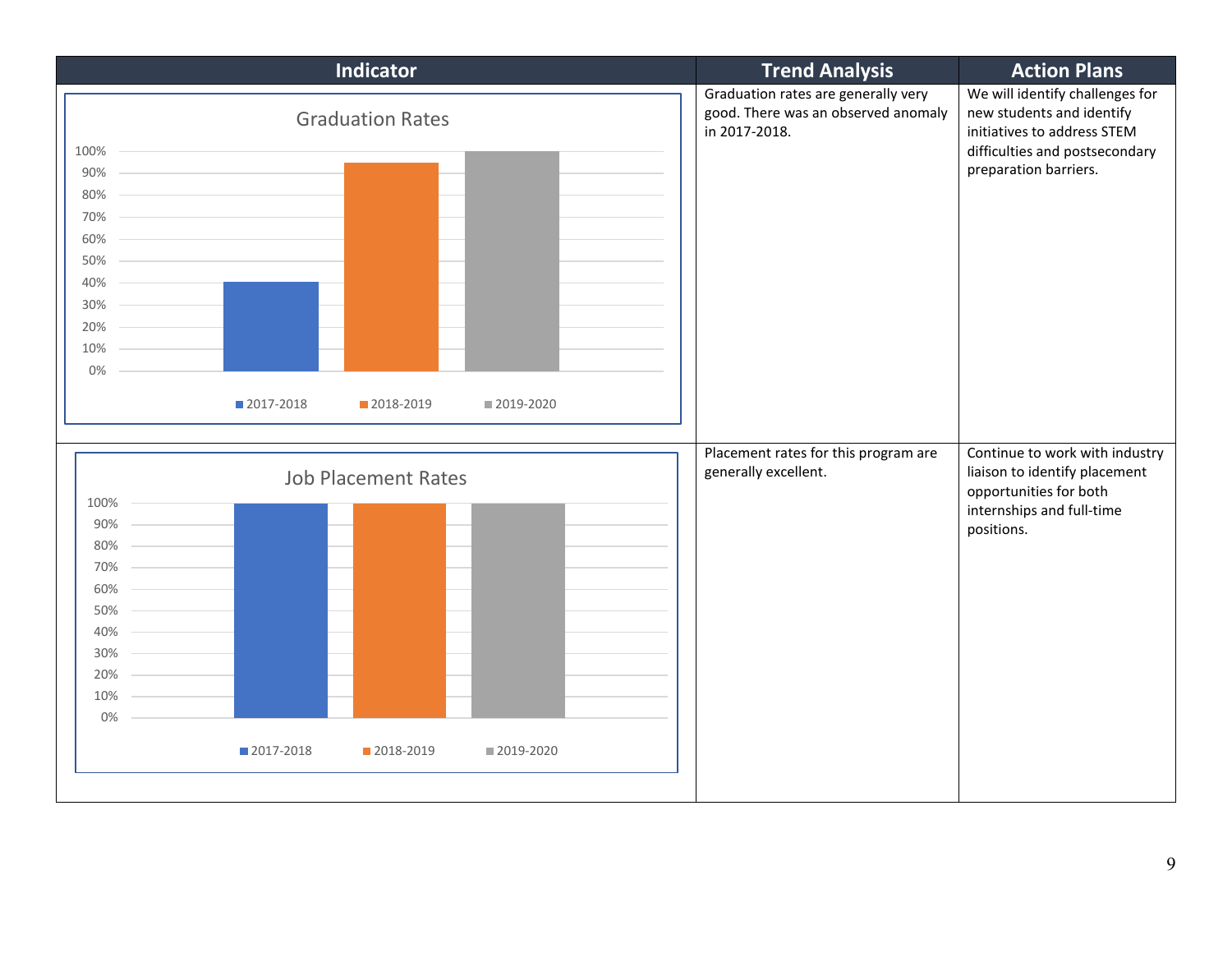| Indicator | Trend Analysis | Action Plans |
|---|---|---|
| Graduation Rates<br>100%<br>90%<br>80%<br>70%<br>60%<br>50%<br>40%<br>30%<br>20%<br>10%<br>0%<br>2017-2018 2018-2019 2019-2020 | Graduation rates are generally very good. There was an observed anomaly in 2017-2018. | We will identify challenges for new students and identify initiatives to address STEM difficulties and postsecondary preparation barriers. |
| Job Placement Rates<br>100%<br>90%<br>80%<br>70%<br>60%<br>50%<br>40%<br>30%<br>20%<br>10%<br>0%<br>2017-2018 2018-2019 2019-2020 | Placement rates for this program are generally excellent. | Continue to work with industry liaison to identify placement opportunities for both internships and full-time positions. |